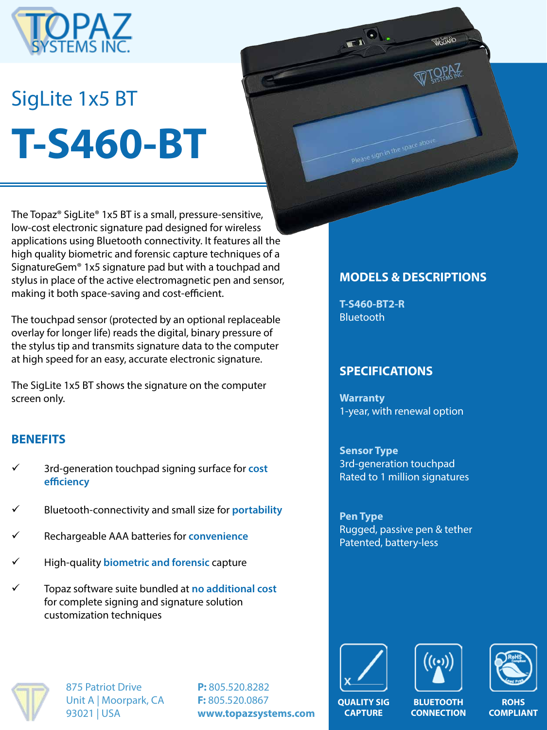# SigLite 1x5 BT

# T-S460-BT

The Topaz® SigLite® 1x5 BT is a small, pressure-sensitive, low-cost electronic signature pad designed for wireless applications using Bluetooth connectivity. It features all the high quality biometric and forensic capture techniques of a SignatureGem® 1x5 signature pad but with a touchpad and stylus in place of the active electromagnetic pen and sensor, making it both space-saving and cost-efficient.

The touchpad sensor (protected by an optional replaceable overlay for longer life) reads the digital, binary pressure of the stylus tip and transmits signature data to the computer at high speed for an easy, accurate electronic signature.

The SigLite 1x5 BT shows the signature on the computer screen only.

## BENEFITS

- ✓ 3rd-generation touchpad signing surface for **cost efficiency**
- ✓ Bluetooth-connectivity and small size for **portability**
- ✓ Rechargeable AAA batteries for **convenience**
- ✓ High-quality **biometric and forensic** capture
- ✓ Topaz software suite bundled at **no additional cost** for complete signing and signature solution customization techniques

## MODELS & DESCRIPTIONS

**T-S460-BT2-R**
Bluetooth

## SPECIFICATIONS

**Warranty**
1-year, with renewal option

**Sensor Type**
3rd-generation touchpad
Rated to 1 million signatures

**Pen Type**
Rugged, passive pen & tether
Patented, battery-less

QUALITY SIG CAPTURE | BLUETOOTH CONNECTION | ROHS COMPLIANT

875 Patriot Drive
Unit A | Moorpark, CA
93021 | USA

**P:** 805.520.8282
**F:** 805.520.0867
**www.topazsystems.com**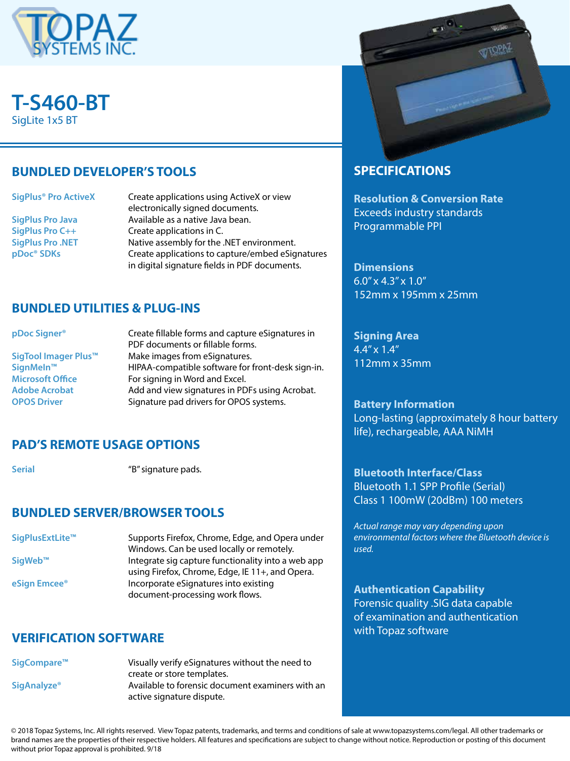# T-S460-BT

SigLite 1x5 BT

## BUNDLED DEVELOPER'S TOOLS

| | |
|---|---|
| SigPlus® Pro ActiveX | Create applications using ActiveX or view electronically signed documents. |
| SigPlus Pro Java | Available as a native Java bean. |
| SigPlus Pro C++ | Create applications in C. |
| SigPlus Pro .NET | Native assembly for the .NET environment. |
| pDoc® SDKs | Create applications to capture/embed eSignatures in digital signature fields in PDF documents. |

## BUNDLED UTILITIES & PLUG-INS

| | |
|---|---|
| pDoc Signer® | Create fillable forms and capture eSignatures in PDF documents or fillable forms. |
| SigTool Imager Plus™ | Make images from eSignatures. |
| SignMeIn™ | HIPAA-compatible software for front-desk sign-in. |
| Microsoft Office | For signing in Word and Excel. |
| Adobe Acrobat | Add and view signatures in PDFs using Acrobat. |
| OPOS Driver | Signature pad drivers for OPOS systems. |

## PAD'S REMOTE USAGE OPTIONS

| | |
|---|---|
| Serial | "B" signature pads. |

## BUNDLED SERVER/BROWSER TOOLS

| | |
|---|---|
| SigPlusExtLite™ | Supports Firefox, Chrome, Edge, and Opera under Windows. Can be used locally or remotely. |
| SigWeb™ | Integrate sig capture functionality into a web app using Firefox, Chrome, Edge, IE 11+, and Opera. |
| eSign Emcee® | Incorporate eSignatures into existing document-processing work flows. |

## VERIFICATION SOFTWARE

| | |
|---|---|
| SigCompare™ | Visually verify eSignatures without the need to create or store templates. |
| SigAnalyze® | Available to forensic document examiners with an active signature dispute. |

## SPECIFICATIONS

### Resolution & Conversion Rate

Exceeds industry standards
Programmable PPI

### Dimensions

6.0" x 4.3" x 1.0"
152mm x 195mm x 25mm

### Signing Area

4.4" x 1.4"
112mm x 35mm

### Battery Information

Long-lasting (approximately 8 hour battery life), rechargeable, AAA NiMH

### Bluetooth Interface/Class

Bluetooth 1.1 SPP Profile (Serial)
Class 1 100mW (20dBm) 100 meters

*Actual range may vary depending upon environmental factors where the Bluetooth device is used.*

### Authentication Capability

Forensic quality .SIG data capable of examination and authentication with Topaz software

© 2018 Topaz Systems, Inc. All rights reserved. View Topaz patents, trademarks, and terms and conditions of sale at www.topazsystems.com/legal. All other trademarks or brand names are the properties of their respective holders. All features and specifications are subject to change without notice. Reproduction or posting of this document without prior Topaz approval is prohibited. 9/18